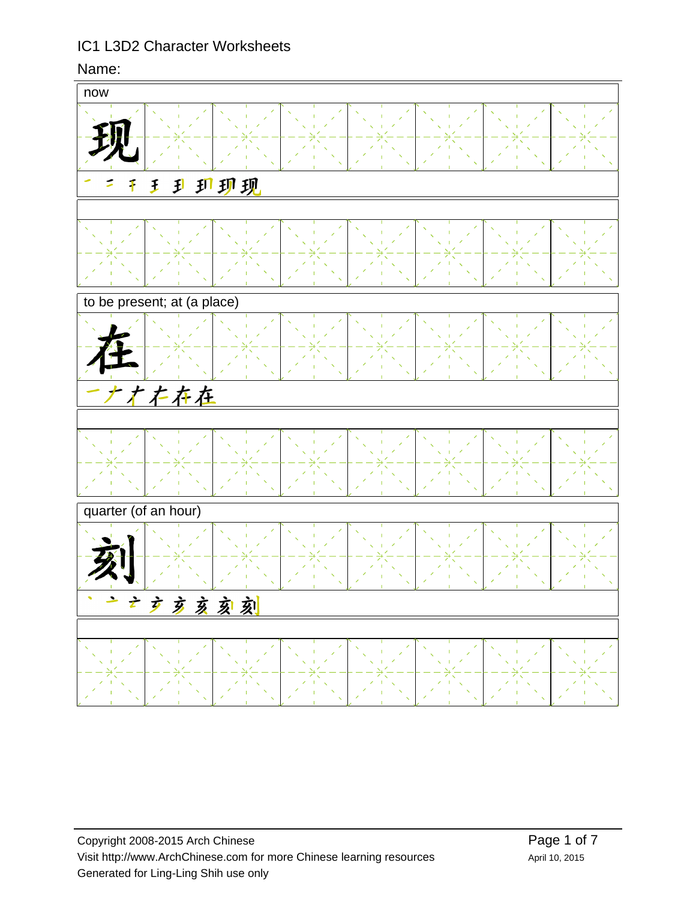# IC1 L3D2 Character Worksheets

Name:

**now**

现

一 二 千 王 玑 玑 现 现

**to be present; at (a place)**

在

一 ナ 才 冇 存 在

**quarter (of an hour)**

刻

丶 亠 亠 亥 亥 亥 亥 刻

Copyright 2008-2015 Arch Chinese
Visit http://www.ArchChinese.com for more Chinese learning resources
Generated for Ling-Ling Shih use only

April 10, 2015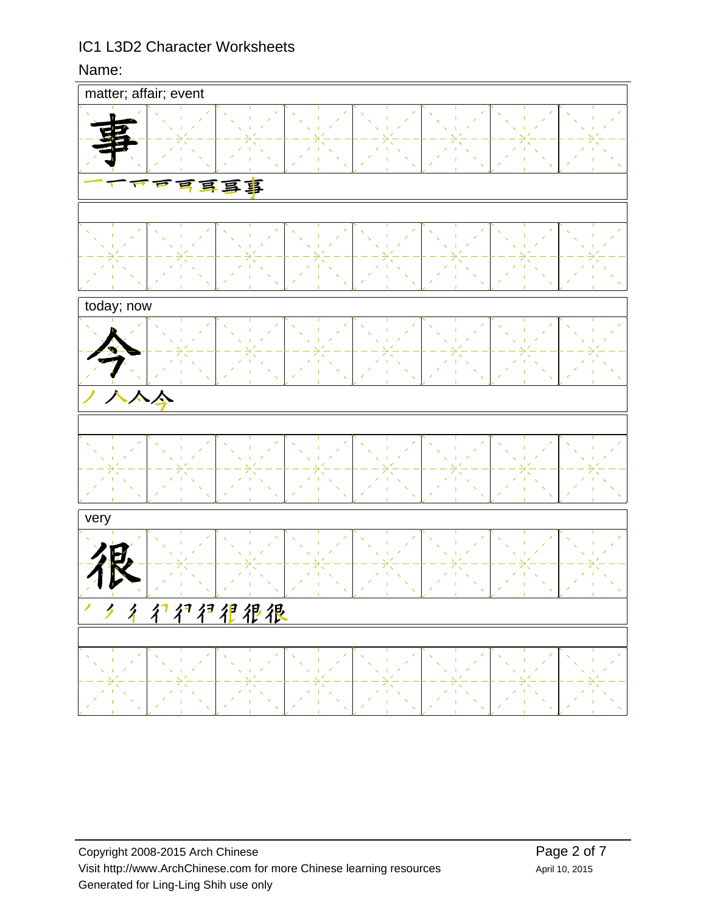IC1 L3D2 Character Worksheets

Name:

matter; affair; event

事

一 ㇐ 亠 亏 弓 亘 亘 事

today; now

今

丿 人 亼 今

very

很

丿 彳 彳 彳 彴 彵 很 很 很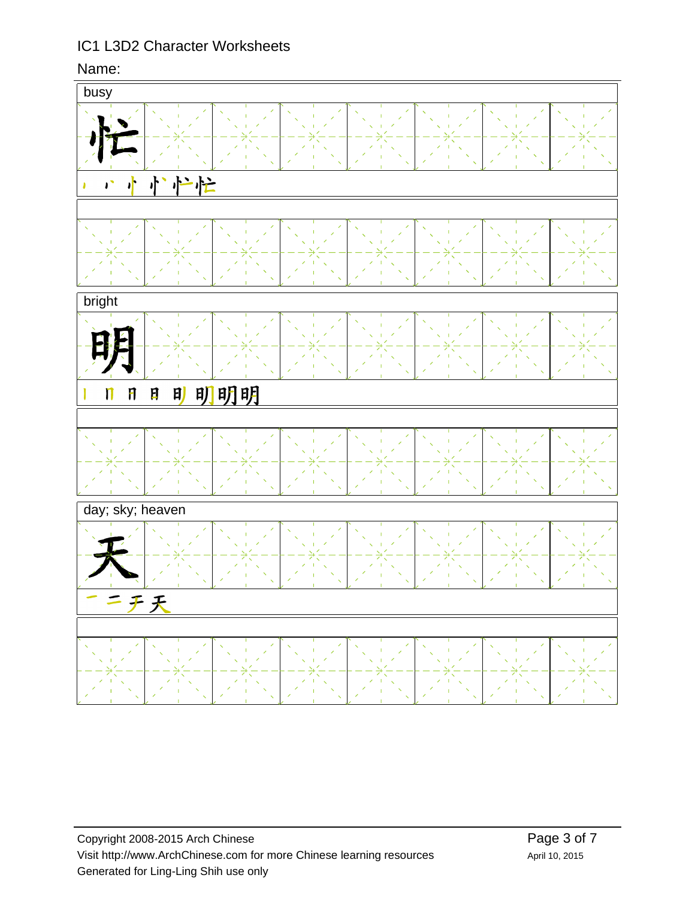IC1 L3D2 Character Worksheets

Name:

busy

忙

丶 丷 忄 忄 忙 忙

bright

明

丨 冂 日 日 明 明 明 明

day; sky; heaven

天

一 二 于 天

Copyright 2008-2015 Arch Chinese
Visit http://www.ArchChinese.com for more Chinese learning resources
Generated for Ling-Ling Shih use only

April 10, 2015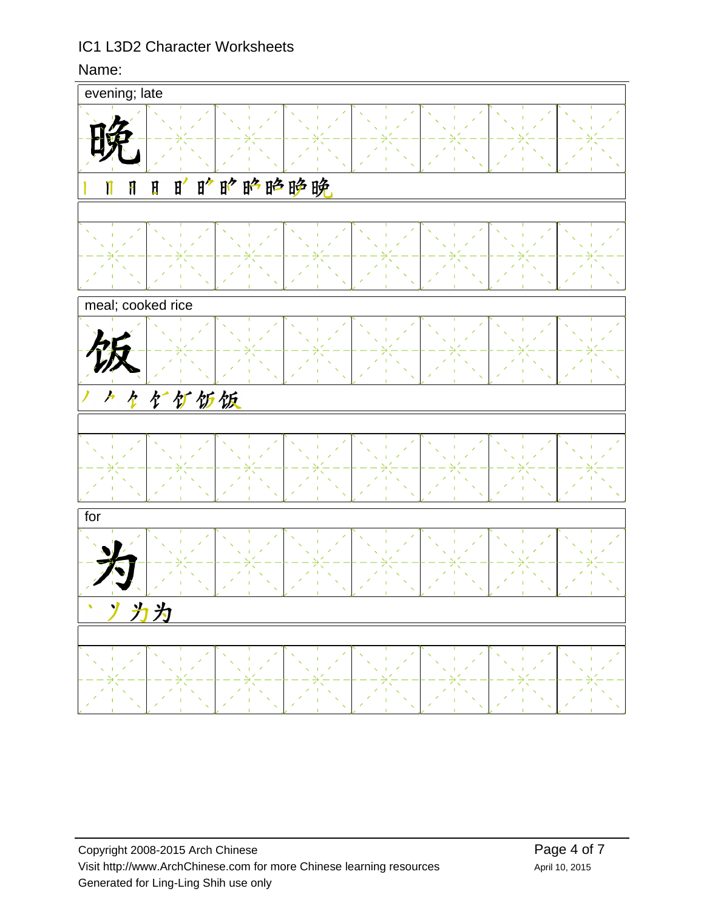IC1 L3D2 Character Worksheets

Name:

| evening; late |
|---|
| 晚 |

| meal; cooked rice |
|---|
| 饭 |

| for |
|---|
| 为 |

Copyright 2008-2015 Arch Chinese
Visit http://www.ArchChinese.com for more Chinese learning resources
Generated for Ling-Ling Shih use only

April 10, 2015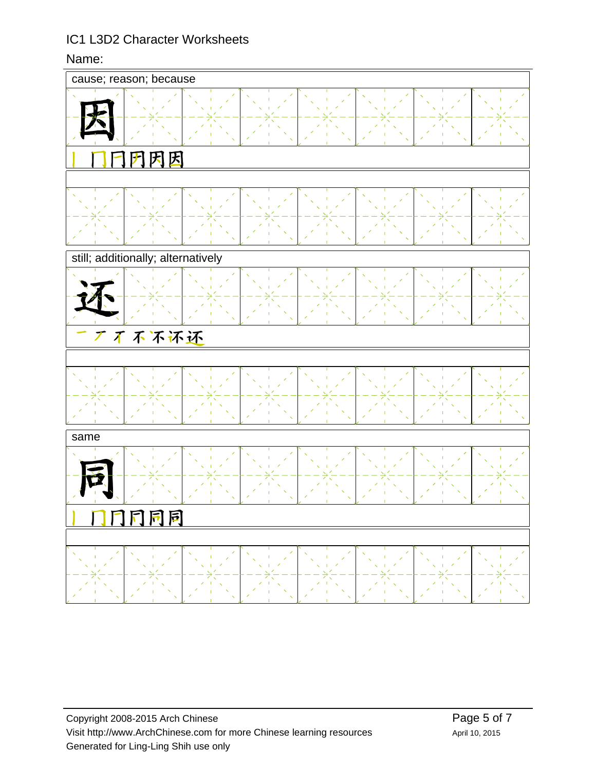IC1 L3D2 Character Worksheets

Name:

cause; reason; because

因

丨 冂 冃 冄 因 因

still; additionally; alternatively

还

一 ㄏ 不 不 不 还 还

same

同

丨 冂 冂 同 同 同

Copyright 2008-2015 Arch Chinese
Visit http://www.ArchChinese.com for more Chinese learning resources
Generated for Ling-Ling Shih use only

April 10, 2015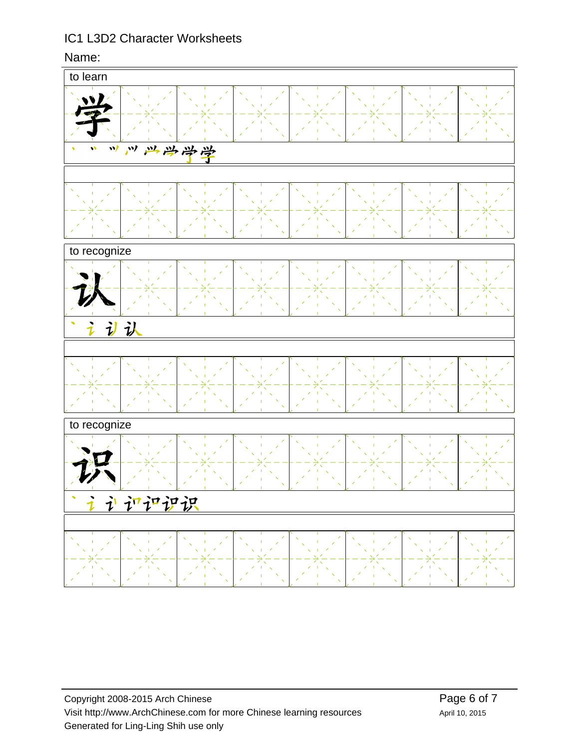IC1 L3D2 Character Worksheets

Name:

**to learn**

学

丶 丷 ⺍ 𭕄 ⺍ 学 学 学

**to recognize**

认

丶 讠 认 认

**to recognize**

识

丶 讠 讠 讠 识 识 识

Copyright 2008-2015 Arch Chinese
Visit http://www.ArchChinese.com for more Chinese learning resources
Generated for Ling-Ling Shih use only

April 10, 2015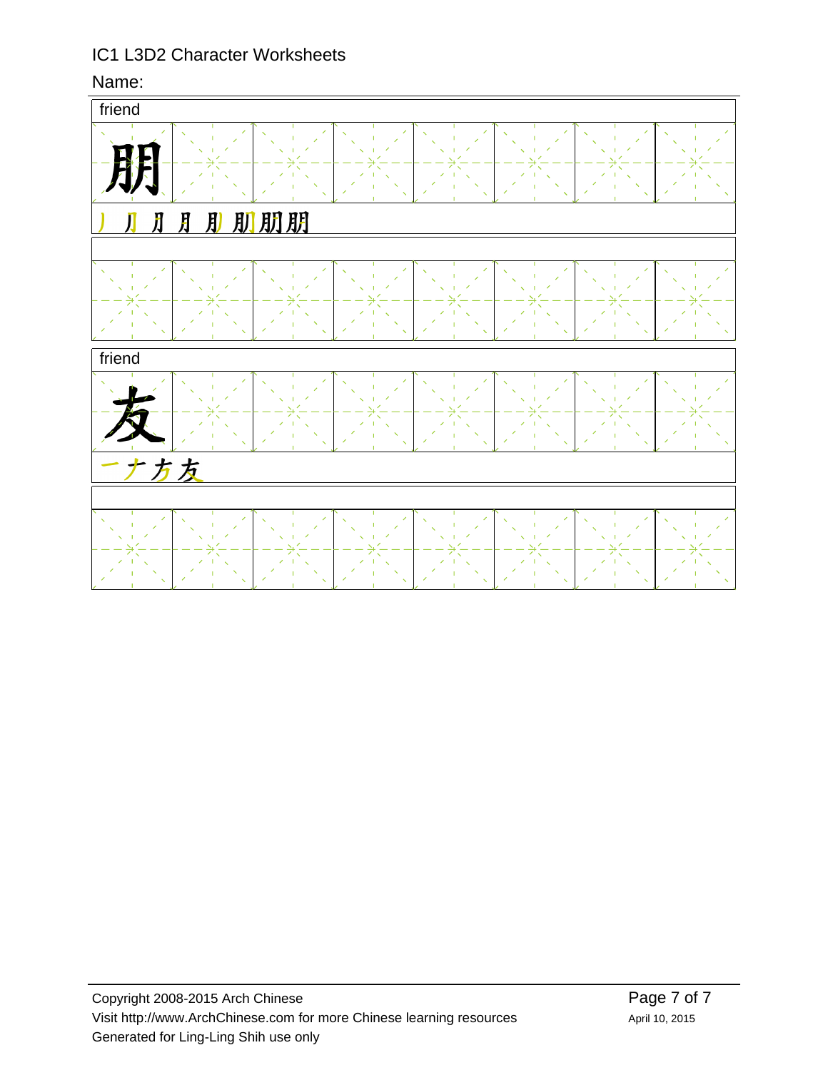IC1 L3D2 Character Worksheets

Name:

friend

朋

丿 刀 月 月 月丿 朋 朋 朋

friend

友

一 ナ 方 友

Copyright 2008-2015 Arch Chinese
Visit http://www.ArchChinese.com for more Chinese learning resources
Generated for Ling-Ling Shih use only

April 10, 2015